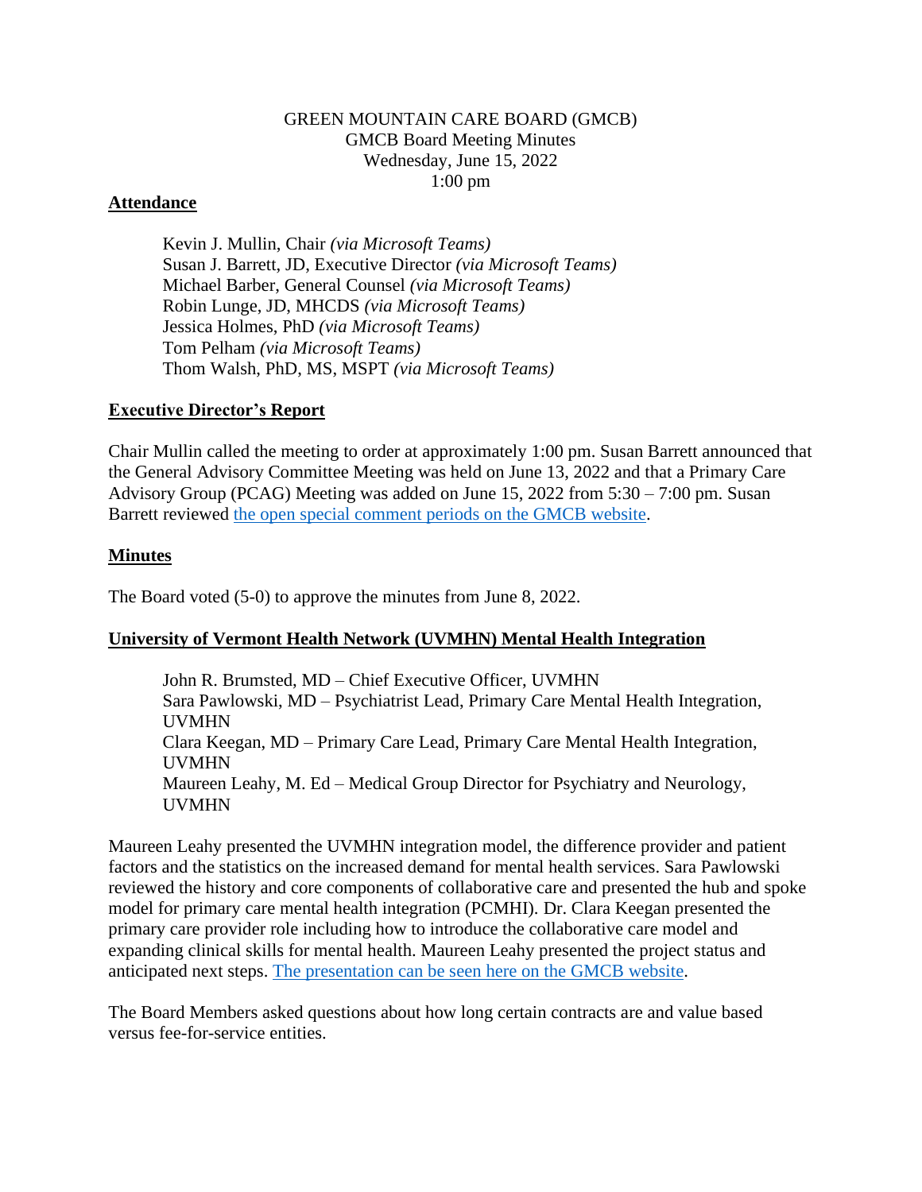GREEN MOUNTAIN CARE BOARD (GMCB)
GMCB Board Meeting Minutes
Wednesday, June 15, 2022
1:00 pm

**Attendance**

Kevin J. Mullin, Chair *(via Microsoft Teams)*
Susan J. Barrett, JD, Executive Director *(via Microsoft Teams)*
Michael Barber, General Counsel *(via Microsoft Teams)*
Robin Lunge, JD, MHCDS *(via Microsoft Teams)*
Jessica Holmes, PhD *(via Microsoft Teams)*
Tom Pelham *(via Microsoft Teams)*
Thom Walsh, PhD, MS, MSPT *(via Microsoft Teams)*

**Executive Director's Report**

Chair Mullin called the meeting to order at approximately 1:00 pm. Susan Barrett announced that the General Advisory Committee Meeting was held on June 13, 2022 and that a Primary Care Advisory Group (PCAG) Meeting was added on June 15, 2022 from 5:30 – 7:00 pm. Susan Barrett reviewed the open special comment periods on the GMCB website.

**Minutes**

The Board voted (5-0) to approve the minutes from June 8, 2022.

**University of Vermont Health Network (UVMHN) Mental Health Integration**

John R. Brumsted, MD – Chief Executive Officer, UVMHN
Sara Pawlowski, MD – Psychiatrist Lead, Primary Care Mental Health Integration, UVMHN
Clara Keegan, MD – Primary Care Lead, Primary Care Mental Health Integration, UVMHN
Maureen Leahy, M. Ed – Medical Group Director for Psychiatry and Neurology, UVMHN

Maureen Leahy presented the UVMHN integration model, the difference provider and patient factors and the statistics on the increased demand for mental health services. Sara Pawlowski reviewed the history and core components of collaborative care and presented the hub and spoke model for primary care mental health integration (PCMHI). Dr. Clara Keegan presented the primary care provider role including how to introduce the collaborative care model and expanding clinical skills for mental health. Maureen Leahy presented the project status and anticipated next steps. The presentation can be seen here on the GMCB website.

The Board Members asked questions about how long certain contracts are and value based versus fee-for-service entities.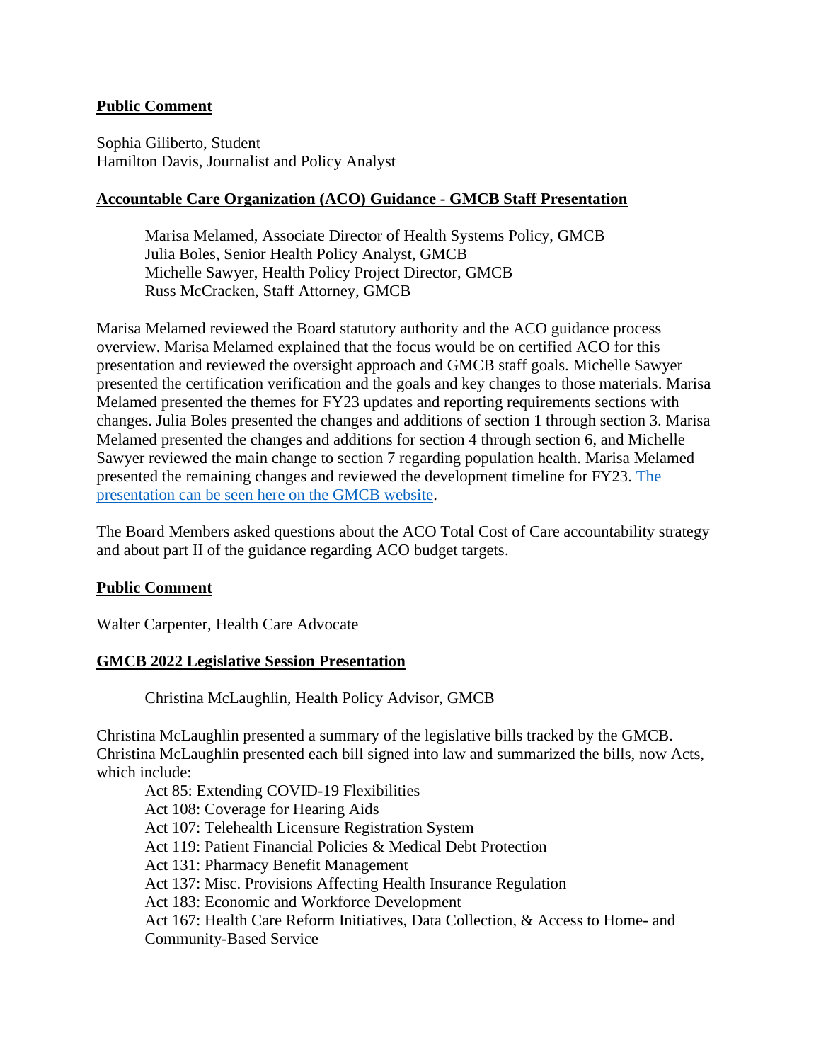**Public Comment**

Sophia Giliberto, Student
Hamilton Davis, Journalist and Policy Analyst

**Accountable Care Organization (ACO) Guidance - GMCB Staff Presentation**

> Marisa Melamed, Associate Director of Health Systems Policy, GMCB
> Julia Boles, Senior Health Policy Analyst, GMCB
> Michelle Sawyer, Health Policy Project Director, GMCB
> Russ McCracken, Staff Attorney, GMCB

Marisa Melamed reviewed the Board statutory authority and the ACO guidance process overview. Marisa Melamed explained that the focus would be on certified ACO for this presentation and reviewed the oversight approach and GMCB staff goals. Michelle Sawyer presented the certification verification and the goals and key changes to those materials. Marisa Melamed presented the themes for FY23 updates and reporting requirements sections with changes. Julia Boles presented the changes and additions of section 1 through section 3. Marisa Melamed presented the changes and additions for section 4 through section 6, and Michelle Sawyer reviewed the main change to section 7 regarding population health. Marisa Melamed presented the remaining changes and reviewed the development timeline for FY23. The presentation can be seen here on the GMCB website.

The Board Members asked questions about the ACO Total Cost of Care accountability strategy and about part II of the guidance regarding ACO budget targets.

**Public Comment**

Walter Carpenter, Health Care Advocate

**GMCB 2022 Legislative Session Presentation**

> Christina McLaughlin, Health Policy Advisor, GMCB

Christina McLaughlin presented a summary of the legislative bills tracked by the GMCB. Christina McLaughlin presented each bill signed into law and summarized the bills, now Acts, which include:

> Act 85: Extending COVID-19 Flexibilities
> Act 108: Coverage for Hearing Aids
> Act 107: Telehealth Licensure Registration System
> Act 119: Patient Financial Policies & Medical Debt Protection
> Act 131: Pharmacy Benefit Management
> Act 137: Misc. Provisions Affecting Health Insurance Regulation
> Act 183: Economic and Workforce Development
> Act 167: Health Care Reform Initiatives, Data Collection, & Access to Home- and Community-Based Service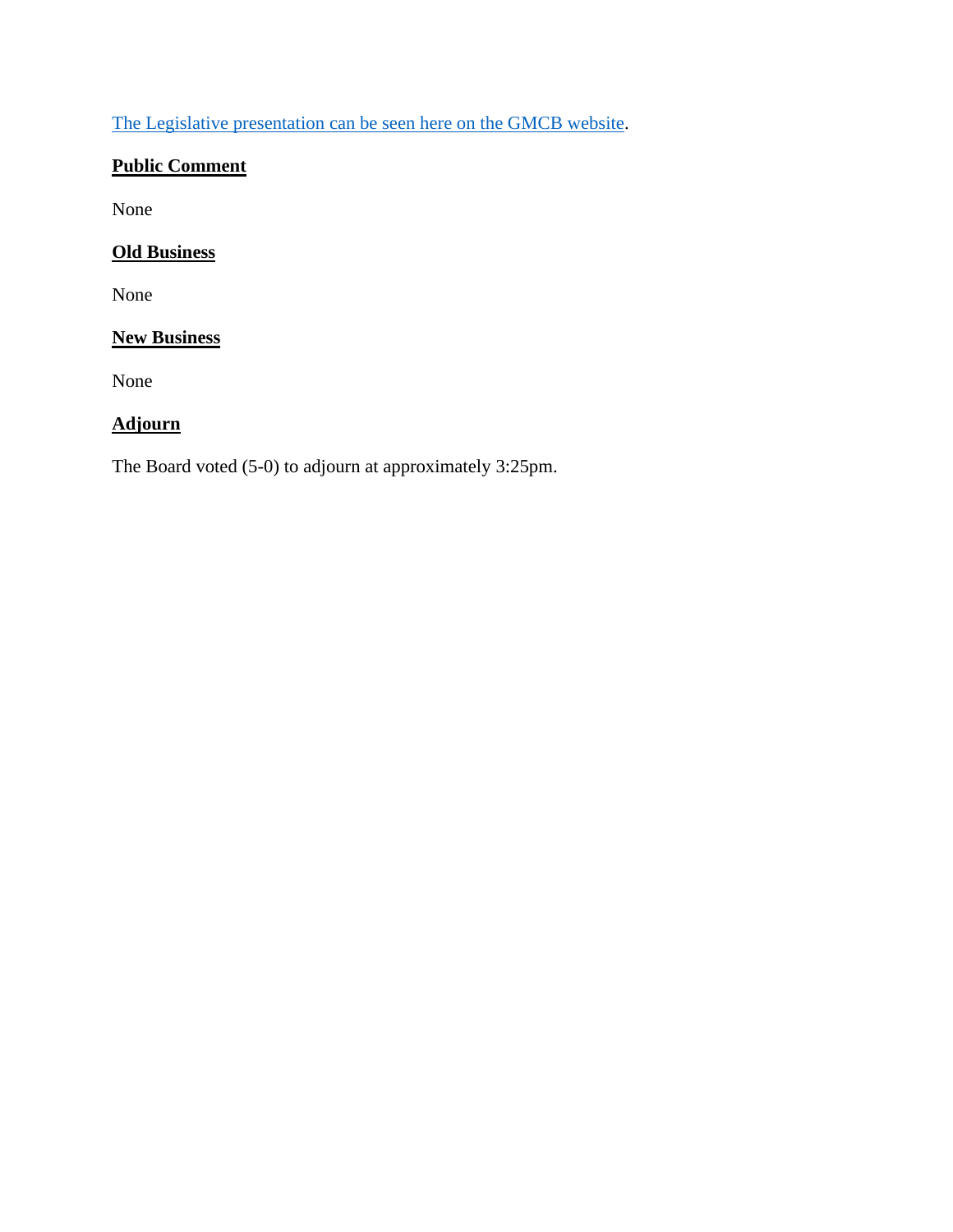The Legislative presentation can be seen here on the GMCB website.

**Public Comment**

None

**Old Business**

None

**New Business**

None

**Adjourn**

The Board voted (5-0) to adjourn at approximately 3:25pm.